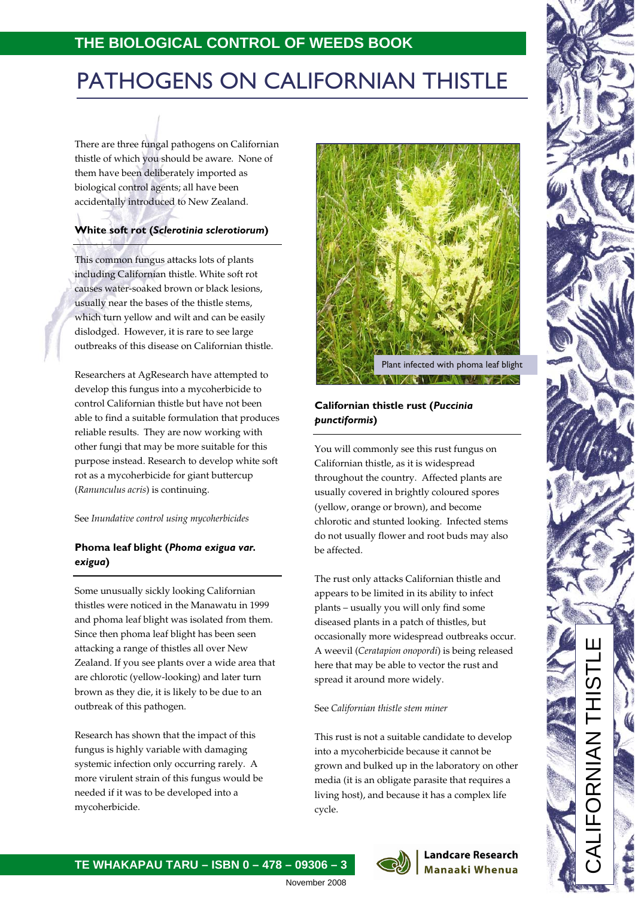# PATHOGENS ON CALIFORNIAN THISTLE

There are three fungal pathogens on Californian thistle of which you should be aware. None of them have been deliberately imported as biological control agents; all have been accidentally introduced to New Zealand.

### White soft rot (*Sclerotinia sclerotiorum*)

This common fungus attacks lots of plants including Californian thistle. White soft rot causes water-soaked brown or black lesions, usually near the bases of the thistle stems, which turn yellow and wilt and can be easily dislodged. However, it is rare to see large outbreaks of this disease on Californian thistle.

Researchers at AgResearch have attempted to develop this fungus into a mycoherbicide to control Californian thistle but have not been able to find a suitable formulation that produces reliable results. They are now working with other fungi that may be more suitable for this purpose instead. Research to develop white soft rot as a mycoherbicide for giant buttercup (*Ranunculus acris*) is continuing.

See *Inundative control using mycoherbicides*

### Phoma leaf blight (*Phoma exigua var. exigua*)

Some unusually sickly looking Californian thistles were noticed in the Manawatu in 1999 and phoma leaf blight was isolated from them. Since then phoma leaf blight has been seen attacking a range of thistles all over New Zealand. If you see plants over a wide area that are chlorotic (yellow-looking) and later turn brown as they die, it is likely to be due to an outbreak of this pathogen.

Research has shown that the impact of this fungus is highly variable with damaging systemic infection only occurring rarely. A more virulent strain of this fungus would be needed if it was to be developed into a mycoherbicide.

Plant infected with phoma leaf blight

### Californian thistle rust (*Puccinia punctiformis*)

You will commonly see this rust fungus on Californian thistle, as it is widespread throughout the country. Affected plants are usually covered in brightly coloured spores (yellow, orange or brown), and become chlorotic and stunted looking. Infected stems do not usually flower and root buds may also be affected.

The rust only attacks Californian thistle and appears to be limited in its ability to infect plants – usually you will only find some diseased plants in a patch of thistles, but occasionally more widespread outbreaks occur. A weevil (*Ceratapion onopordi*) is being released here that may be able to vector the rust and spread it around more widely.

See *Californian thistle stem miner*

This rust is not a suitable candidate to develop into a mycoherbicide because it cannot be grown and bulked up in the laboratory on other media (it is an obligate parasite that requires a living host), and because it has a complex life cycle.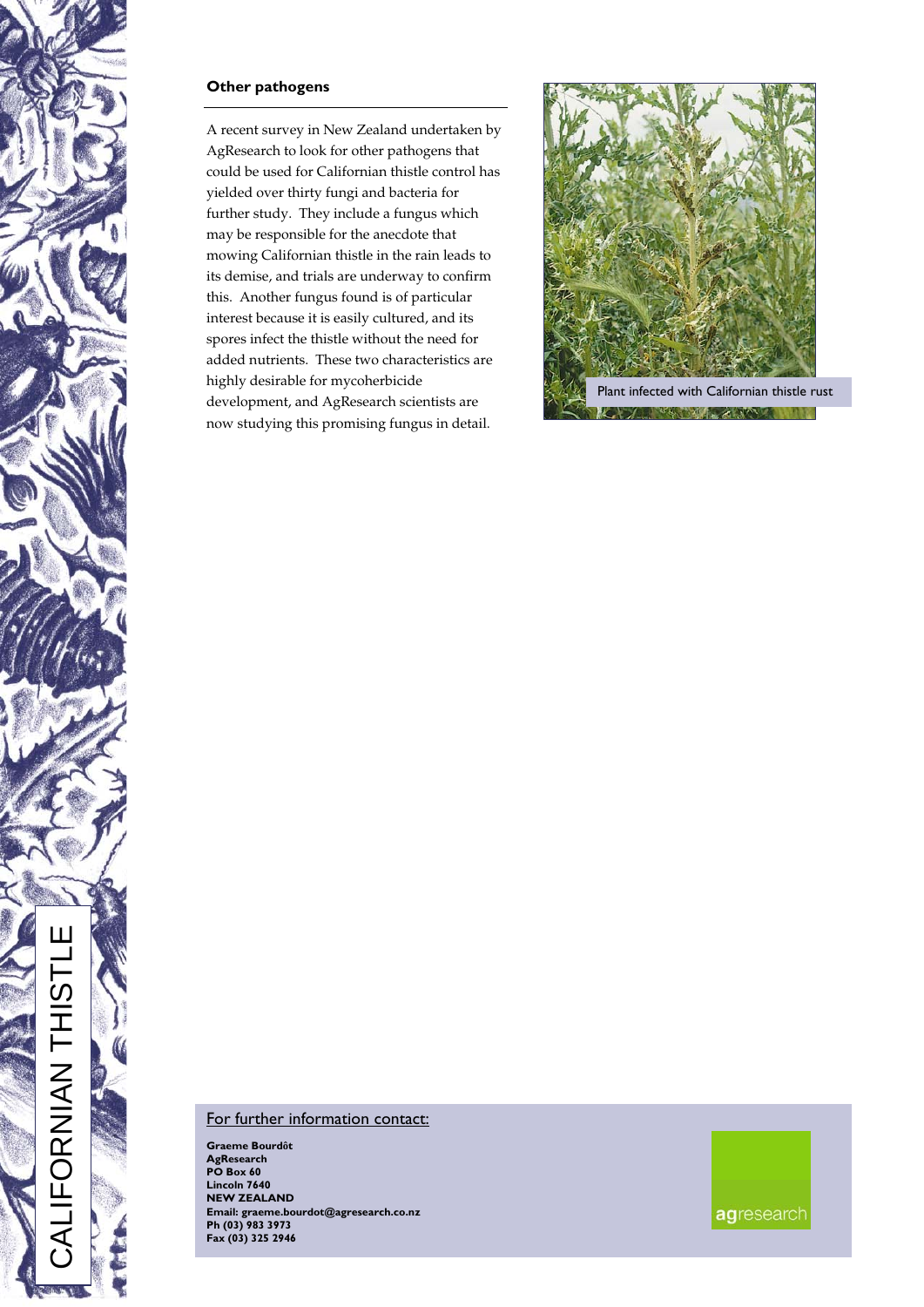### Other pathogens

A recent survey in New Zealand undertaken by AgResearch to look for other pathogens that could be used for Californian thistle control has yielded over thirty fungi and bacteria for further study. They include a fungus which may be responsible for the anecdote that mowing Californian thistle in the rain leads to its demise, and trials are underway to confirm this. Another fungus found is of particular interest because it is easily cultured, and its spores infect the thistle without the need for added nutrients. These two characteristics are highly desirable for mycoherbicide development, and AgResearch scientists are now studying this promising fungus in detail.

Plant infected with Californian thistle rust

For further information contact:

**Graeme Bourdôt**
**AgResearch**
**PO Box 60**
**Lincoln 7640**
**NEW ZEALAND**
**Email: graeme.bourdot@agresearch.co.nz**
**Ph (03) 983 3973**
**Fax (03) 325 2946**

agresearch